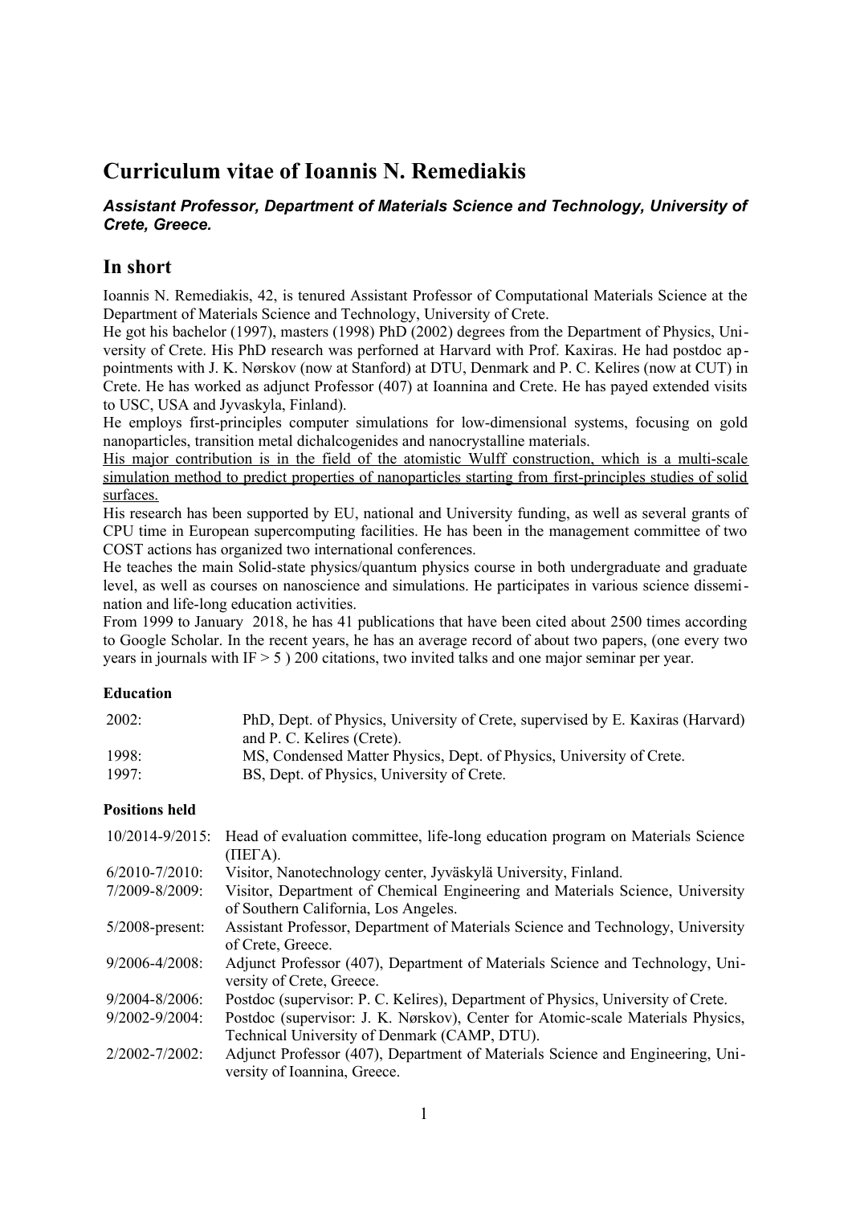# Curriculum vitae of Ioannis N. Remediakis

***Assistant Professor, Department of Materials Science and Technology, University of Crete, Greece.***

## In short

Ioannis N. Remediakis, 42, is tenured Assistant Professor of Computational Materials Science at the Department of Materials Science and Technology, University of Crete.

He got his bachelor (1997), masters (1998) PhD (2002) degrees from the Department of Physics, University of Crete. His PhD research was perforned at Harvard with Prof. Kaxiras. He had postdoc appointments with J. K. Nørskov (now at Stanford) at DTU, Denmark and P. C. Kelires (now at CUT) in Crete. He has worked as adjunct Professor (407) at Ioannina and Crete. He has payed extended visits to USC, USA and Jyvaskyla, Finland).

He employs first-principles computer simulations for low-dimensional systems, focusing on gold nanoparticles, transition metal dichalcogenides and nanocrystalline materials.

<u>His major contribution is in the field of the atomistic Wulff construction, which is a multi-scale simulation method to predict properties of nanoparticles starting from first-principles studies of solid surfaces.</u>

His research has been supported by EU, national and University funding, as well as several grants of CPU time in European supercomputing facilities. He has been in the management committee of two COST actions has organized two international conferences.

He teaches the main Solid-state physics/quantum physics course in both undergraduate and graduate level, as well as courses on nanoscience and simulations. He participates in various science dissemination and life-long education activities.

From 1999 to January 2018, he has 41 publications that have been cited about 2500 times according to Google Scholar. In the recent years, he has an average record of about two papers, (one every two years in journals with IF > 5 ) 200 citations, two invited talks and one major seminar per year.

#### Education

| | |
|---|---|
| 2002: | PhD, Dept. of Physics, University of Crete, supervised by E. Kaxiras (Harvard) and P. C. Kelires (Crete). |
| 1998: | MS, Condensed Matter Physics, Dept. of Physics, University of Crete. |
| 1997: | BS, Dept. of Physics, University of Crete. |

#### Positions held

| | |
|---|---|
| 10/2014-9/2015: | Head of evaluation committee, life-long education program on Materials Science (ΠΕΓΑ). |
| 6/2010-7/2010: | Visitor, Nanotechnology center, Jyväskylä University, Finland. |
| 7/2009-8/2009: | Visitor, Department of Chemical Engineering and Materials Science, University of Southern California, Los Angeles. |
| 5/2008-present: | Assistant Professor, Department of Materials Science and Technology, University of Crete, Greece. |
| 9/2006-4/2008: | Adjunct Professor (407), Department of Materials Science and Technology, University of Crete, Greece. |
| 9/2004-8/2006: | Postdoc (supervisor: P. C. Kelires), Department of Physics, University of Crete. |
| 9/2002-9/2004: | Postdoc (supervisor: J. K. Nørskov), Center for Atomic-scale Materials Physics, Technical University of Denmark (CAMP, DTU). |
| 2/2002-7/2002: | Adjunct Professor (407), Department of Materials Science and Engineering, University of Ioannina, Greece. |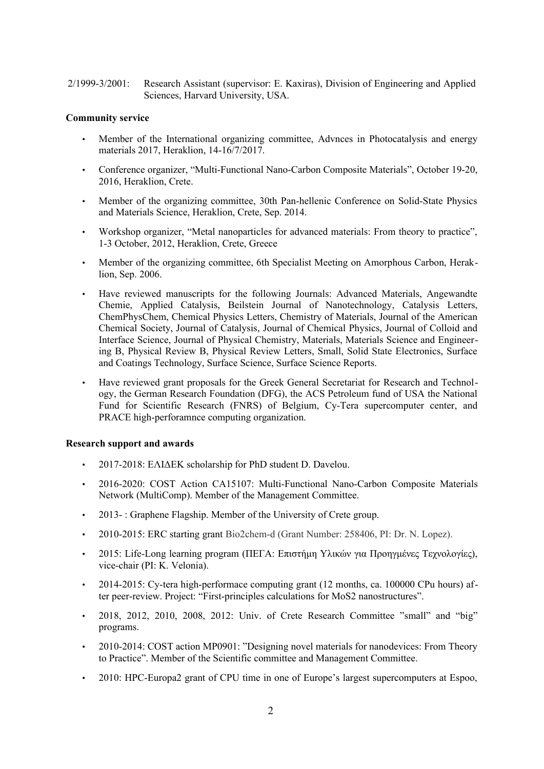2/1999-3/2001: Research Assistant (supervisor: E. Kaxiras), Division of Engineering and Applied Sciences, Harvard University, USA.

**Community service**

- Member of the International organizing committee, Advnces in Photocatalysis and energy materials 2017, Heraklion, 14-16/7/2017.
- Conference organizer, "Multi-Functional Nano-Carbon Composite Materials", October 19-20, 2016, Heraklion, Crete.
- Member of the organizing committee, 30th Pan-hellenic Conference on Solid-State Physics and Materials Science, Heraklion, Crete, Sep. 2014.
- Workshop organizer, "Metal nanoparticles for advanced materials: From theory to practice", 1-3 October, 2012, Heraklion, Crete, Greece
- Member of the organizing committee, 6th Specialist Meeting on Amorphous Carbon, Heraklion, Sep. 2006.
- Have reviewed manuscripts for the following Journals: Advanced Materials, Angewandte Chemie, Applied Catalysis, Beilstein Journal of Nanotechnology, Catalysis Letters, ChemPhysChem, Chemical Physics Letters, Chemistry of Materials, Journal of the American Chemical Society, Journal of Catalysis, Journal of Chemical Physics, Journal of Colloid and Interface Science, Journal of Physical Chemistry, Materials, Materials Science and Engineering B, Physical Review B, Physical Review Letters, Small, Solid State Electronics, Surface and Coatings Technology, Surface Science, Surface Science Reports.
- Have reviewed grant proposals for the Greek General Secretariat for Research and Technology, the German Research Foundation (DFG), the ACS Petroleum fund of USA the National Fund for Scientific Research (FNRS) of Belgium, Cy-Tera supercomputer center, and PRACE high-perforamnce computing organization.

**Research support and awards**

- 2017-2018: ΕΛΙΔΕΚ scholarship for PhD student D. Davelou.
- 2016-2020: COST Action CA15107: Multi-Functional Nano-Carbon Composite Materials Network (MultiComp). Member of the Management Committee.
- 2013- : Graphene Flagship. Member of the University of Crete group.
- 2010-2015: ERC starting grant Bio2chem-d (Grant Number: 258406, PI: Dr. N. Lopez).
- 2015: Life-Long learning program (ΠΕΓΑ: Επιστήμη Υλικών για Προηγμένες Τεχνολογίες), vice-chair (PI: K. Velonia).
- 2014-2015: Cy-tera high-performace computing grant (12 months, ca. 100000 CPu hours) after peer-review. Project: "First-principles calculations for MoS2 nanostructures".
- 2018, 2012, 2010, 2008, 2012: Univ. of Crete Research Committee "small" and "big" programs.
- 2010-2014: COST action MP0901: "Designing novel materials for nanodevices: From Theory to Practice". Member of the Scientific committee and Management Committee.
- 2010: HPC-Europa2 grant of CPU time in one of Europe's largest supercomputers at Espoo,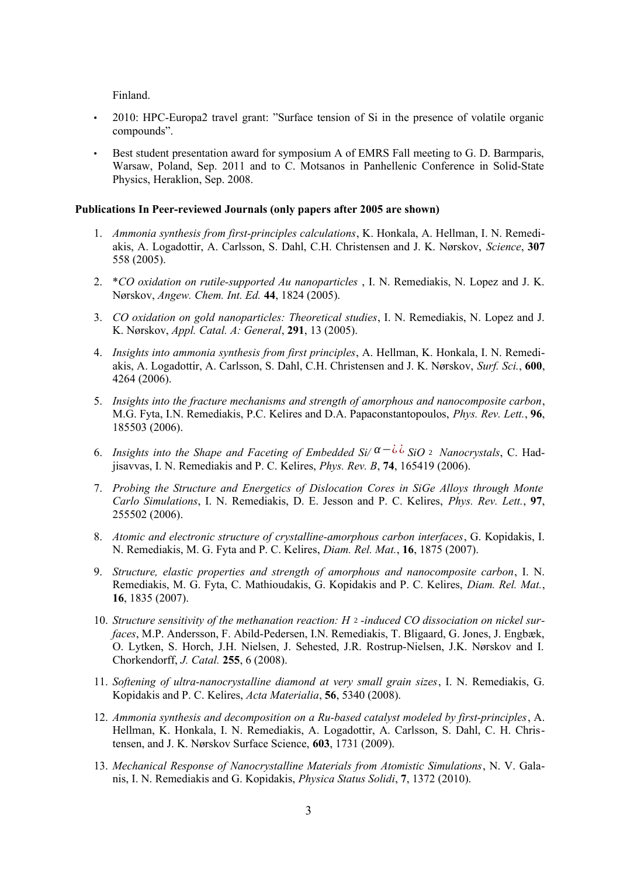Finland.

- 2010: HPC-Europa2 travel grant: ”Surface tension of Si in the presence of volatile organic compounds”.
- Best student presentation award for symposium A of EMRS Fall meeting to G. D. Barmparis, Warsaw, Poland, Sep. 2011 and to C. Motsanos in Panhellenic Conference in Solid-State Physics, Heraklion, Sep. 2008.

**Publications In Peer-reviewed Journals (only papers after 2005 are shown)**

1. *Ammonia synthesis from first-principles calculations*, K. Honkala, A. Hellman, I. N. Remediakis, A. Logadottir, A. Carlsson, S. Dahl, C.H. Christensen and J. K. Nørskov, *Science*, **307** 558 (2005).
2. \**CO oxidation on rutile-supported Au nanoparticles* , I. N. Remediakis, N. Lopez and J. K. Nørskov, *Angew. Chem. Int. Ed.* **44**, 1824 (2005).
3. *CO oxidation on gold nanoparticles: Theoretical studies*, I. N. Remediakis, N. Lopez and J. K. Nørskov, *Appl. Catal. A: General*, **291**, 13 (2005).
4. *Insights into ammonia synthesis from first principles*, A. Hellman, K. Honkala, I. N. Remediakis, A. Logadottir, A. Carlsson, S. Dahl, C.H. Christensen and J. K. Nørskov, *Surf. Sci.*, **600**, 4264 (2006).
5. *Insights into the fracture mechanisms and strength of amorphous and nanocomposite carbon*, M.G. Fyta, I.N. Remediakis, P.C. Kelires and D.A. Papaconstantopoulos, *Phys. Rev. Lett.*, **96**, 185503 (2006).
6. *Insights into the Shape and Faceting of Embedded Si/* $\alpha-$¿¿ *SiO* $_2$ *Nanocrystals*, C. Hadjisavvas, I. N. Remediakis and P. C. Kelires, *Phys. Rev. B*, **74**, 165419 (2006).
7. *Probing the Structure and Energetics of Dislocation Cores in SiGe Alloys through Monte Carlo Simulations*, I. N. Remediakis, D. E. Jesson and P. C. Kelires, *Phys. Rev. Lett.*, **97**, 255502 (2006).
8. *Atomic and electronic structure of crystalline-amorphous carbon interfaces*, G. Kopidakis, I. N. Remediakis, M. G. Fyta and P. C. Kelires, *Diam. Rel. Mat.*, **16**, 1875 (2007).
9. *Structure, elastic properties and strength of amorphous and nanocomposite carbon*, I. N. Remediakis, M. G. Fyta, C. Mathioudakis, G. Kopidakis and P. C. Kelires, *Diam. Rel. Mat.*, **16**, 1835 (2007).
10. *Structure sensitivity of the methanation reaction: H* $_2$ *-induced CO dissociation on nickel surfaces*, M.P. Andersson, F. Abild-Pedersen, I.N. Remediakis, T. Bligaard, G. Jones, J. Engbæk, O. Lytken, S. Horch, J.H. Nielsen, J. Sehested, J.R. Rostrup-Nielsen, J.K. Nørskov and I. Chorkendorff, *J. Catal.* **255**, 6 (2008).
11. *Softening of ultra-nanocrystalline diamond at very small grain sizes*, I. N. Remediakis, G. Kopidakis and P. C. Kelires, *Acta Materialia*, **56**, 5340 (2008).
12. *Ammonia synthesis and decomposition on a Ru-based catalyst modeled by first-principles*, A. Hellman, K. Honkala, I. N. Remediakis, A. Logadottir, A. Carlsson, S. Dahl, C. H. Christensen, and J. K. Nørskov Surface Science, **603**, 1731 (2009).
13. *Mechanical Response of Nanocrystalline Materials from Atomistic Simulations*, N. V. Galanis, I. N. Remediakis and G. Kopidakis, *Physica Status Solidi*, **7**, 1372 (2010).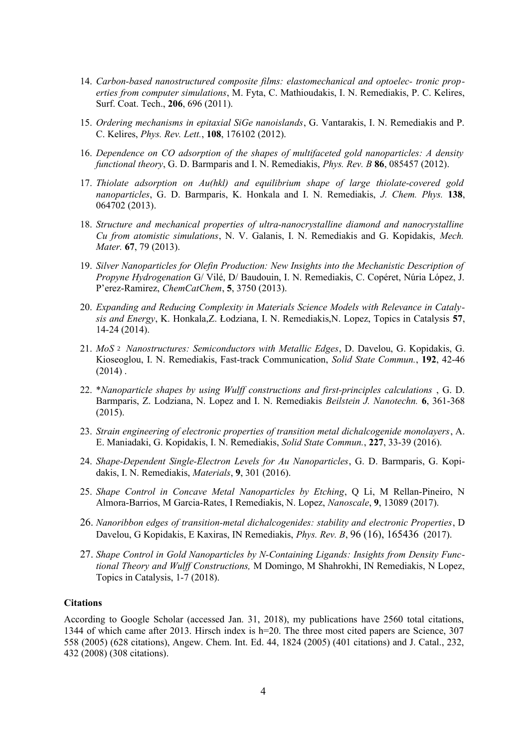14. *Carbon-based nanostructured composite films: elastomechanical and optoelec- tronic properties from computer simulations*, M. Fyta, C. Mathioudakis, I. N. Remediakis, P. C. Kelires, Surf. Coat. Tech., **206**, 696 (2011).

15. *Ordering mechanisms in epitaxial SiGe nanoislands*, G. Vantarakis, I. N. Remediakis and P. C. Kelires, *Phys. Rev. Lett.*, **108**, 176102 (2012).

16. *Dependence on CO adsorption of the shapes of multifaceted gold nanoparticles: A density functional theory*, G. D. Barmparis and I. N. Remediakis, *Phys. Rev. B* **86**, 085457 (2012).

17. *Thiolate adsorption on Au(hkl) and equilibrium shape of large thiolate-covered gold nanoparticles*, G. D. Barmparis, K. Honkala and I. N. Remediakis, *J. Chem. Phys.* **138**, 064702 (2013).

18. *Structure and mechanical properties of ultra-nanocrystalline diamond and nanocrystalline Cu from atomistic simulations*, N. V. Galanis, I. N. Remediakis and G. Kopidakis, *Mech. Mater.* **67**, 79 (2013).

19. *Silver Nanoparticles for Olefin Production: New Insights into the Mechanistic Description of Propyne Hydrogenation* G/ Vilé, D/ Baudouin, I. N. Remediakis, C. Copéret, Núria López, J. P'erez-Ramirez, *ChemCatChem*, **5**, 3750 (2013).

20. *Expanding and Reducing Complexity in Materials Science Models with Relevance in Catalysis and Energy*, K. Honkala,Z. Łodziana, I. N. Remediakis,N. Lopez, Topics in Catalysis **57**, 14-24 (2014).

21. *$MoS_2$ Nanostructures: Semiconductors with Metallic Edges*, D. Davelou, G. Kopidakis, G. Kioseoglou, I. N. Remediakis, Fast-track Communication, *Solid State Commun.*, **192**, 42-46 (2014) .

22. *\*Nanoparticle shapes by using Wulff constructions and first-principles calculations* , G. D. Barmparis, Z. Lodziana, N. Lopez and I. N. Remediakis *Beilstein J. Nanotechn.* **6**, 361-368 (2015).

23. *Strain engineering of electronic properties of transition metal dichalcogenide monolayers*, A. E. Maniadaki, G. Kopidakis, I. N. Remediakis, *Solid State Commun.*, **227**, 33-39 (2016).

24. *Shape-Dependent Single-Electron Levels for Au Nanoparticles*, G. D. Barmparis, G. Kopidakis, I. N. Remediakis, *Materials*, **9**, 301 (2016).

25. *Shape Control in Concave Metal Nanoparticles by Etching*, Q Li, M Rellan-Pineiro, N Almora-Barrios, M Garcia-Rates, I Remediakis, N. Lopez, *Nanoscale*, **9**, 13089 (2017).

26. *Nanoribbon edges of transition-metal dichalcogenides: stability and electronic Properties*, D Davelou, G Kopidakis, E Kaxiras, IN Remediakis, *Phys. Rev. B*, 96 (16), 165436 (2017).

27. *Shape Control in Gold Nanoparticles by N-Containing Ligands: Insights from Density Functional Theory and Wulff Constructions,* M Domingo, M Shahrokhi, IN Remediakis, N Lopez, Topics in Catalysis, 1-7 (2018).

**Citations**

According to Google Scholar (accessed Jan. 31, 2018), my publications have 2560 total citations, 1344 of which came after 2013. Hirsch index is h=20. The three most cited papers are Science, 307 558 (2005) (628 citations), Angew. Chem. Int. Ed. 44, 1824 (2005) (401 citations) and J. Catal., 232, 432 (2008) (308 citations).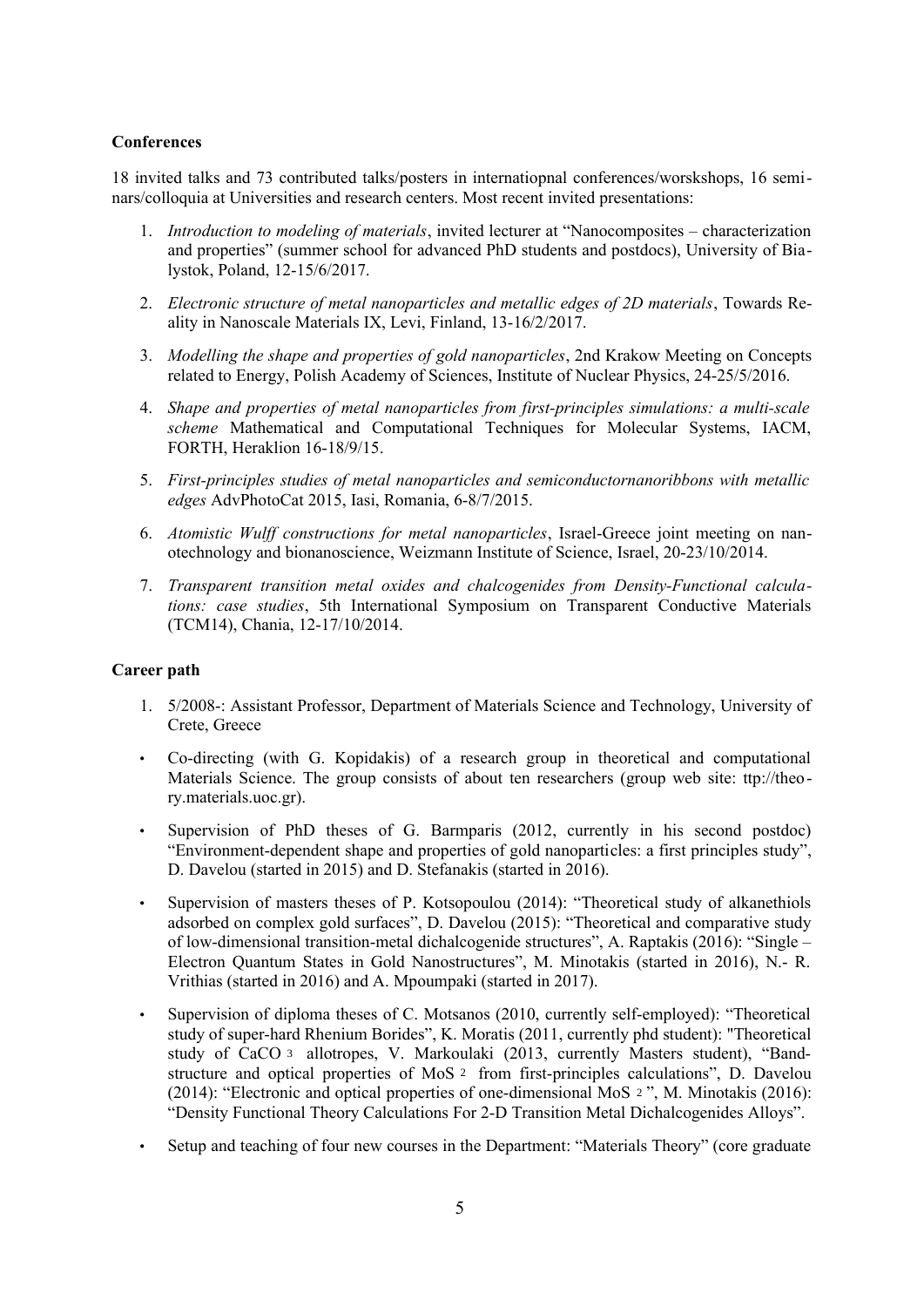**Conferences**

18 invited talks and 73 contributed talks/posters in internatiopnal conferences/worskshops, 16 seminars/colloquia at Universities and research centers. Most recent invited presentations:

1. *Introduction to modeling of materials*, invited lecturer at "Nanocomposites – characterization and properties" (summer school for advanced PhD students and postdocs), University of Bialystok, Poland, 12-15/6/2017.

2. *Electronic structure of metal nanoparticles and metallic edges of 2D materials*, Towards Reality in Nanoscale Materials IX, Levi, Finland, 13-16/2/2017.

3. *Modelling the shape and properties of gold nanoparticles*, 2nd Krakow Meeting on Concepts related to Energy, Polish Academy of Sciences, Institute of Nuclear Physics, 24-25/5/2016.

4. *Shape and properties of metal nanoparticles from first-principles simulations: a multi-scale scheme* Mathematical and Computational Techniques for Molecular Systems, IACM, FORTH, Heraklion 16-18/9/15.

5. *First-principles studies of metal nanoparticles and semiconductornanoribbons with metallic edges* AdvPhotoCat 2015, Iasi, Romania, 6-8/7/2015.

6. *Atomistic Wulff constructions for metal nanoparticles*, Israel-Greece joint meeting on nanotechnology and bionanoscience, Weizmann Institute of Science, Israel, 20-23/10/2014.

7. *Transparent transition metal oxides and chalcogenides from Density-Functional calculations: case studies*, 5th International Symposium on Transparent Conductive Materials (TCM14), Chania, 12-17/10/2014.

**Career path**

1. 5/2008-: Assistant Professor, Department of Materials Science and Technology, University of Crete, Greece

- Co-directing (with G. Kopidakis) of a research group in theoretical and computational Materials Science. The group consists of about ten researchers (group web site: ttp://theory.materials.uoc.gr).

- Supervision of PhD theses of G. Barmparis (2012, currently in his second postdoc) "Environment-dependent shape and properties of gold nanoparticles: a first principles study", D. Davelou (started in 2015) and D. Stefanakis (started in 2016).

- Supervision of masters theses of P. Kotsopoulou (2014): "Theoretical study of alkanethiols adsorbed on complex gold surfaces", D. Davelou (2015): "Theoretical and comparative study of low-dimensional transition-metal dichalcogenide structures", A. Raptakis (2016): "Single – Electron Quantum States in Gold Nanostructures", M. Minotakis (started in 2016), N.- R. Vrithias (started in 2016) and A. Mpoumpaki (started in 2017).

- Supervision of diploma theses of C. Motsanos (2010, currently self-employed): "Theoretical study of super-hard Rhenium Borides", K. Moratis (2011, currently phd student): "Theoretical study of $CaCO_3$ allotropes, V. Markoulaki (2013, currently Masters student), "Band-structure and optical properties of $MoS_2$ from first-principles calculations", D. Davelou (2014): "Electronic and optical properties of one-dimensional $MoS_2$", M. Minotakis (2016): "Density Functional Theory Calculations For 2-D Transition Metal Dichalcogenides Alloys".

- Setup and teaching of four new courses in the Department: "Materials Theory" (core graduate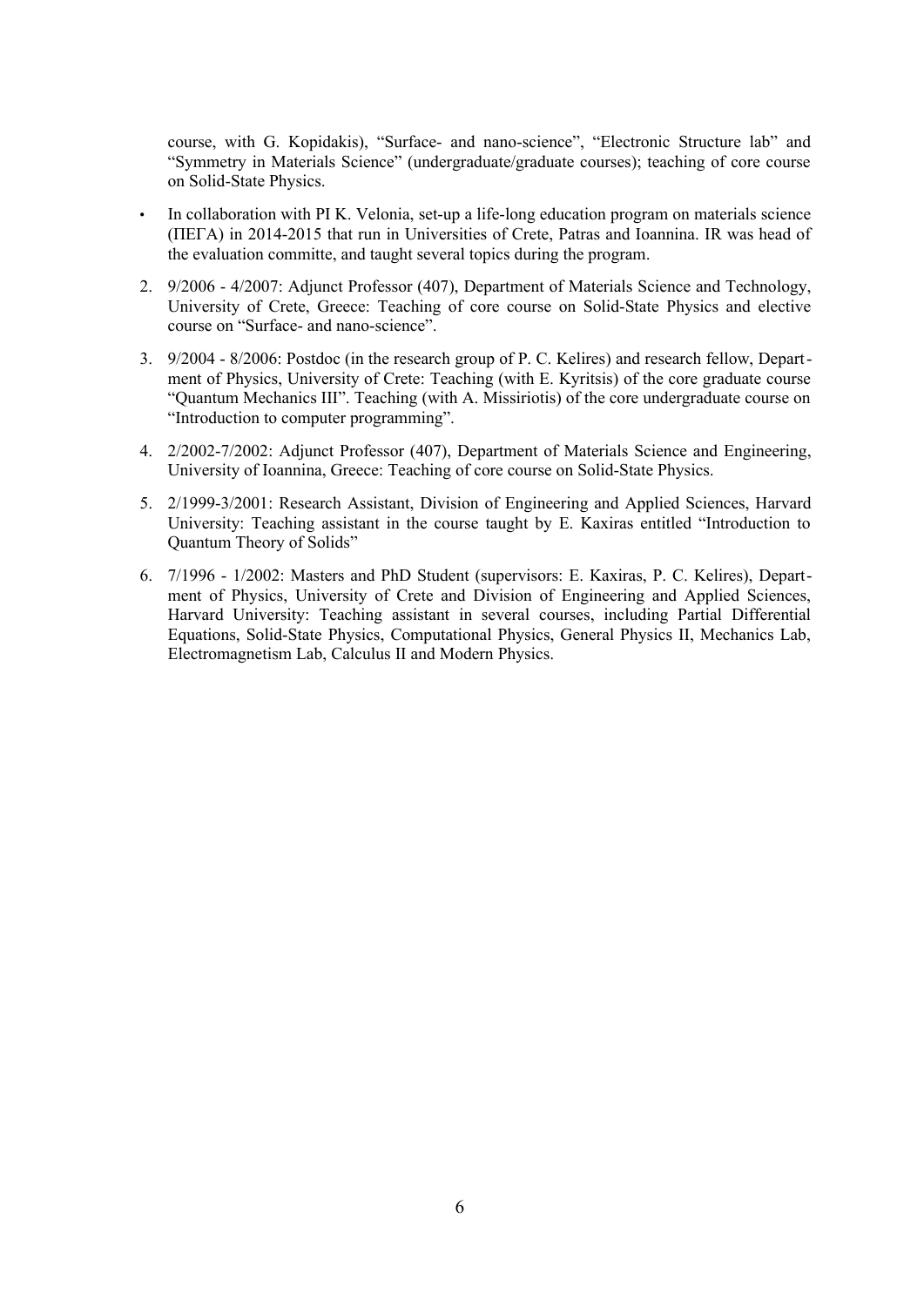course, with G. Kopidakis), "Surface- and nano-science", "Electronic Structure lab" and "Symmetry in Materials Science" (undergraduate/graduate courses); teaching of core course on Solid-State Physics.

- In collaboration with PI K. Velonia, set-up a life-long education program on materials science (ΠΕΓΑ) in 2014-2015 that run in Universities of Crete, Patras and Ioannina. IR was head of the evaluation committe, and taught several topics during the program.

2. 9/2006 - 4/2007: Adjunct Professor (407), Department of Materials Science and Technology, University of Crete, Greece: Teaching of core course on Solid-State Physics and elective course on "Surface- and nano-science".
3. 9/2004 - 8/2006: Postdoc (in the research group of P. C. Kelires) and research fellow, Department of Physics, University of Crete: Teaching (with E. Kyritsis) of the core graduate course "Quantum Mechanics III". Teaching (with A. Missiriotis) of the core undergraduate course on "Introduction to computer programming".
4. 2/2002-7/2002: Adjunct Professor (407), Department of Materials Science and Engineering, University of Ioannina, Greece: Teaching of core course on Solid-State Physics.
5. 2/1999-3/2001: Research Assistant, Division of Engineering and Applied Sciences, Harvard University: Teaching assistant in the course taught by E. Kaxiras entitled "Introduction to Quantum Theory of Solids"
6. 7/1996 - 1/2002: Masters and PhD Student (supervisors: E. Kaxiras, P. C. Kelires), Department of Physics, University of Crete and Division of Engineering and Applied Sciences, Harvard University: Teaching assistant in several courses, including Partial Differential Equations, Solid-State Physics, Computational Physics, General Physics II, Mechanics Lab, Electromagnetism Lab, Calculus II and Modern Physics.